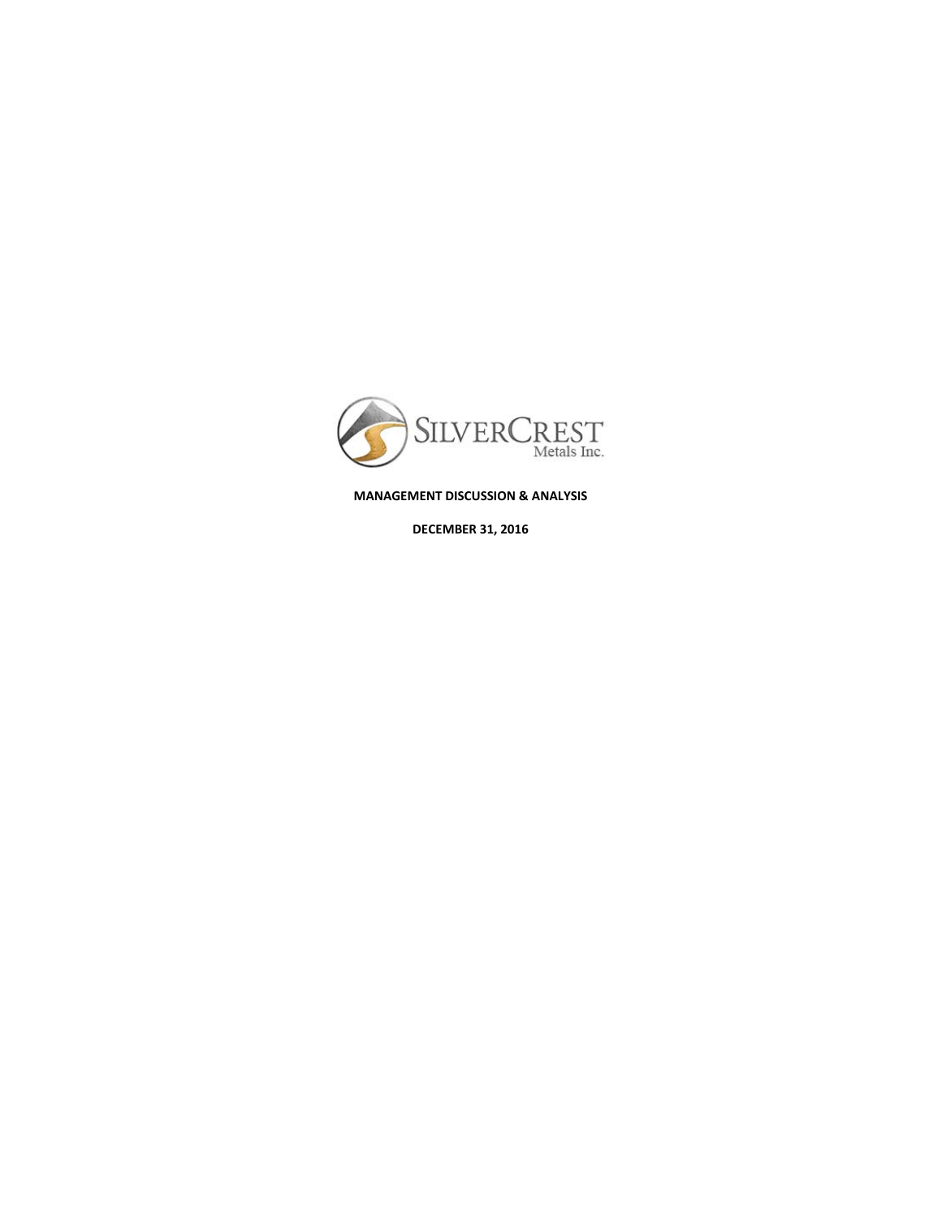SILVERCREST Metals Inc.

**MANAGEMENT DISCUSSION & ANALYSIS**

**DECEMBER 31, 2016**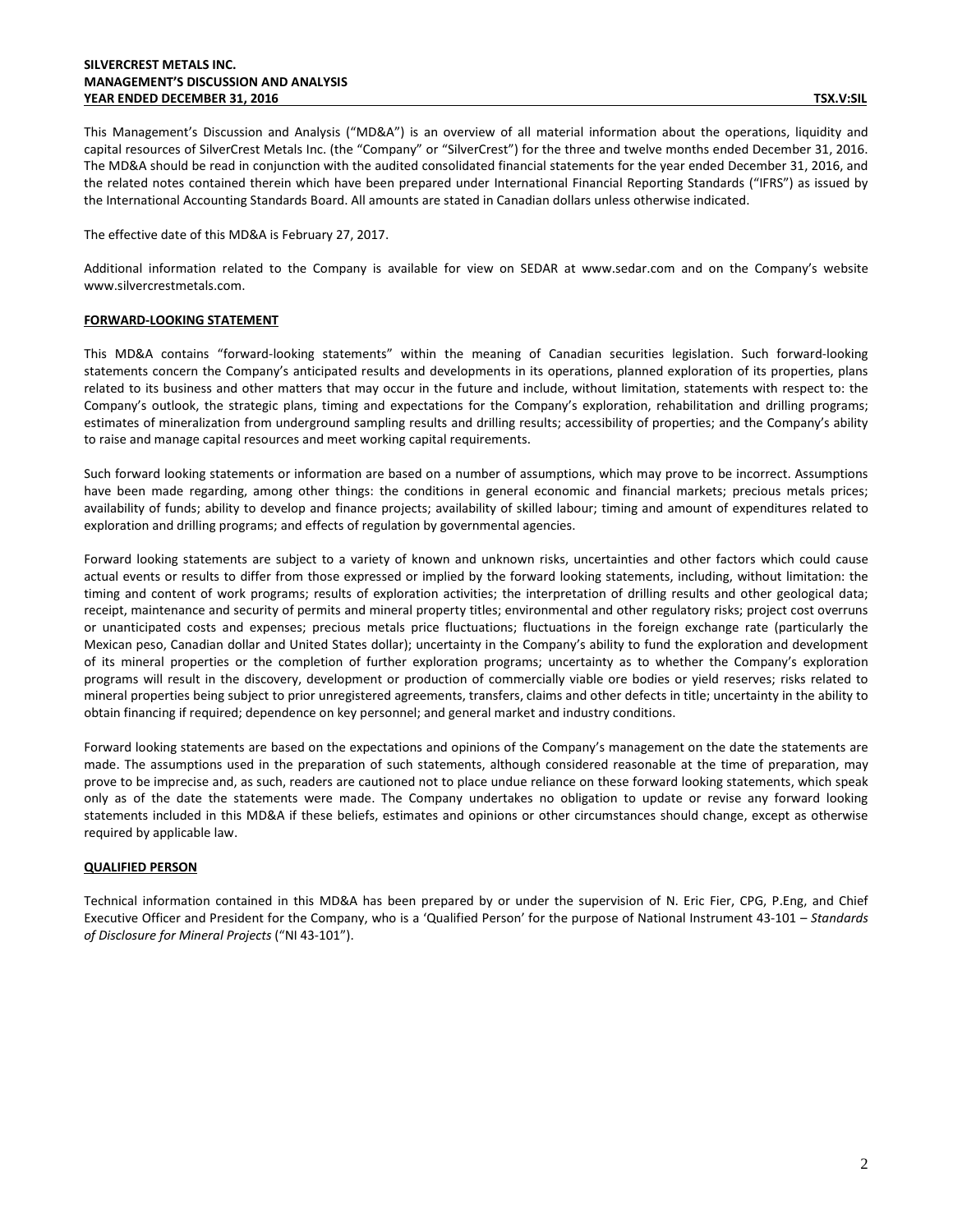This Management's Discussion and Analysis ("MD&A") is an overview of all material information about the operations, liquidity and capital resources of SilverCrest Metals Inc. (the "Company" or "SilverCrest") for the three and twelve months ended December 31, 2016. The MD&A should be read in conjunction with the audited consolidated financial statements for the year ended December 31, 2016, and the related notes contained therein which have been prepared under International Financial Reporting Standards ("IFRS") as issued by the International Accounting Standards Board. All amounts are stated in Canadian dollars unless otherwise indicated.

The effective date of this MD&A is February 27, 2017.

Additional information related to the Company is available for view on SEDAR at www.sedar.com and on the Company's website www.silvercrestmetals.com.

## FORWARD-LOOKING STATEMENT

This MD&A contains "forward-looking statements" within the meaning of Canadian securities legislation. Such forward-looking statements concern the Company's anticipated results and developments in its operations, planned exploration of its properties, plans related to its business and other matters that may occur in the future and include, without limitation, statements with respect to: the Company's outlook, the strategic plans, timing and expectations for the Company's exploration, rehabilitation and drilling programs; estimates of mineralization from underground sampling results and drilling results; accessibility of properties; and the Company's ability to raise and manage capital resources and meet working capital requirements.

Such forward looking statements or information are based on a number of assumptions, which may prove to be incorrect. Assumptions have been made regarding, among other things: the conditions in general economic and financial markets; precious metals prices; availability of funds; ability to develop and finance projects; availability of skilled labour; timing and amount of expenditures related to exploration and drilling programs; and effects of regulation by governmental agencies.

Forward looking statements are subject to a variety of known and unknown risks, uncertainties and other factors which could cause actual events or results to differ from those expressed or implied by the forward looking statements, including, without limitation: the timing and content of work programs; results of exploration activities; the interpretation of drilling results and other geological data; receipt, maintenance and security of permits and mineral property titles; environmental and other regulatory risks; project cost overruns or unanticipated costs and expenses; precious metals price fluctuations; fluctuations in the foreign exchange rate (particularly the Mexican peso, Canadian dollar and United States dollar); uncertainty in the Company's ability to fund the exploration and development of its mineral properties or the completion of further exploration programs; uncertainty as to whether the Company's exploration programs will result in the discovery, development or production of commercially viable ore bodies or yield reserves; risks related to mineral properties being subject to prior unregistered agreements, transfers, claims and other defects in title; uncertainty in the ability to obtain financing if required; dependence on key personnel; and general market and industry conditions.

Forward looking statements are based on the expectations and opinions of the Company's management on the date the statements are made. The assumptions used in the preparation of such statements, although considered reasonable at the time of preparation, may prove to be imprecise and, as such, readers are cautioned not to place undue reliance on these forward looking statements, which speak only as of the date the statements were made. The Company undertakes no obligation to update or revise any forward looking statements included in this MD&A if these beliefs, estimates and opinions or other circumstances should change, except as otherwise required by applicable law.

## QUALIFIED PERSON

Technical information contained in this MD&A has been prepared by or under the supervision of N. Eric Fier, CPG, P.Eng, and Chief Executive Officer and President for the Company, who is a 'Qualified Person' for the purpose of National Instrument 43-101 – *Standards of Disclosure for Mineral Projects* ("NI 43-101").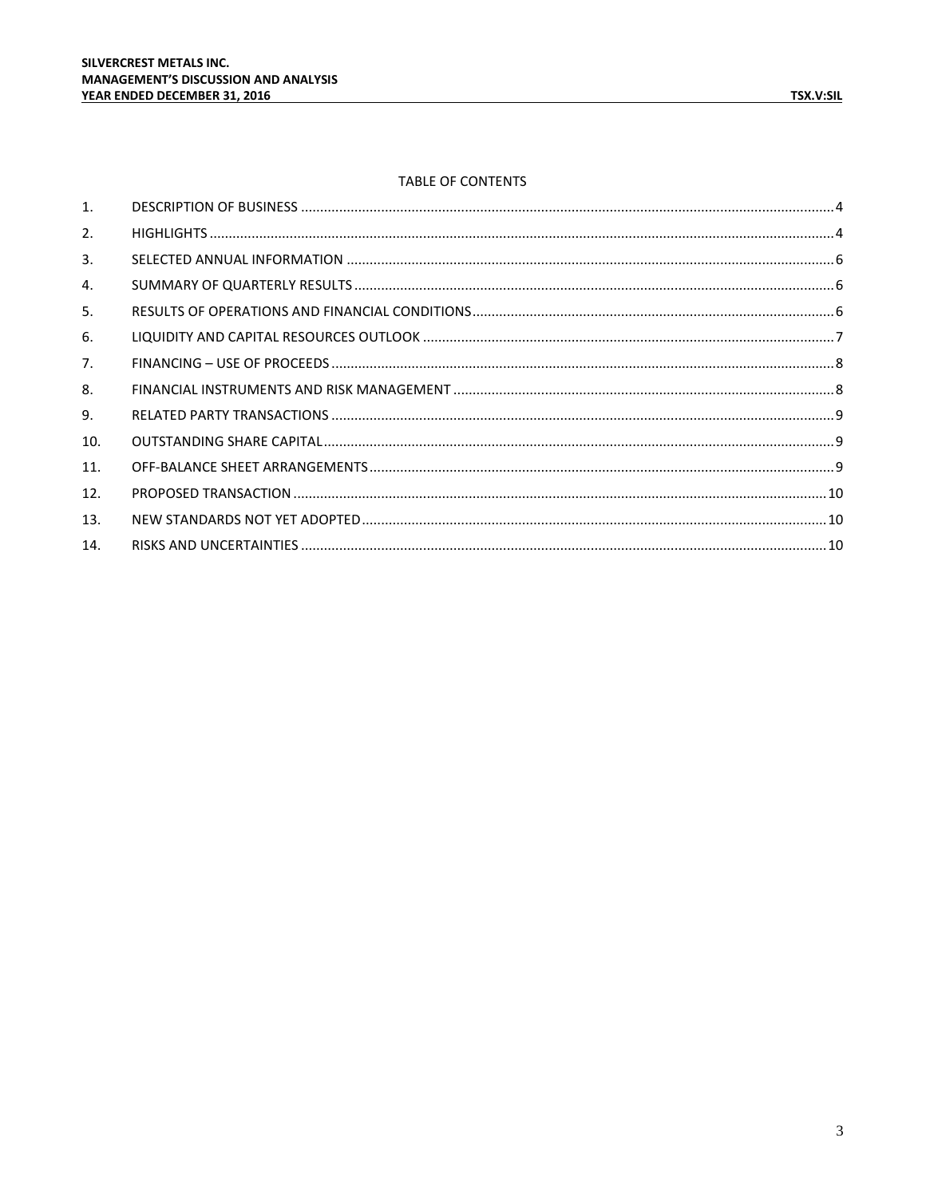TABLE OF CONTENTS

| | | |
|---|---|---|
| 1. | DESCRIPTION OF BUSINESS | 4 |
| 2. | HIGHLIGHTS | 4 |
| 3. | SELECTED ANNUAL INFORMATION | 6 |
| 4. | SUMMARY OF QUARTERLY RESULTS | 6 |
| 5. | RESULTS OF OPERATIONS AND FINANCIAL CONDITIONS | 6 |
| 6. | LIQUIDITY AND CAPITAL RESOURCES OUTLOOK | 7 |
| 7. | FINANCING – USE OF PROCEEDS | 8 |
| 8. | FINANCIAL INSTRUMENTS AND RISK MANAGEMENT | 8 |
| 9. | RELATED PARTY TRANSACTIONS | 9 |
| 10. | OUTSTANDING SHARE CAPITAL | 9 |
| 11. | OFF-BALANCE SHEET ARRANGEMENTS | 9 |
| 12. | PROPOSED TRANSACTION | 10 |
| 13. | NEW STANDARDS NOT YET ADOPTED | 10 |
| 14. | RISKS AND UNCERTAINTIES | 10 |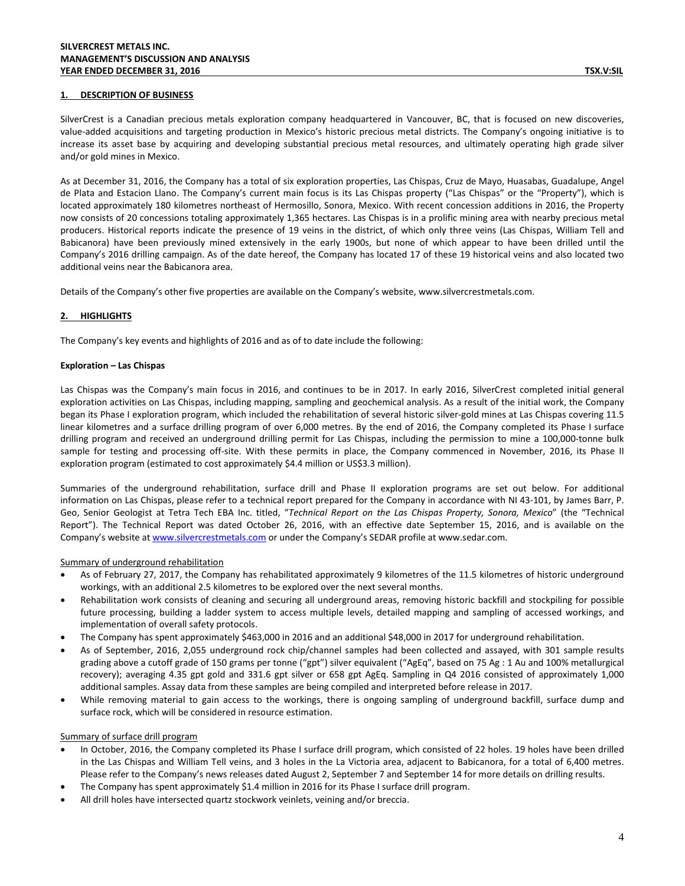## 1. DESCRIPTION OF BUSINESS

SilverCrest is a Canadian precious metals exploration company headquartered in Vancouver, BC, that is focused on new discoveries, value-added acquisitions and targeting production in Mexico's historic precious metal districts. The Company's ongoing initiative is to increase its asset base by acquiring and developing substantial precious metal resources, and ultimately operating high grade silver and/or gold mines in Mexico.

As at December 31, 2016, the Company has a total of six exploration properties, Las Chispas, Cruz de Mayo, Huasabas, Guadalupe, Angel de Plata and Estacion Llano. The Company's current main focus is its Las Chispas property ("Las Chispas" or the "Property"), which is located approximately 180 kilometres northeast of Hermosillo, Sonora, Mexico. With recent concession additions in 2016, the Property now consists of 20 concessions totaling approximately 1,365 hectares. Las Chispas is in a prolific mining area with nearby precious metal producers. Historical reports indicate the presence of 19 veins in the district, of which only three veins (Las Chispas, William Tell and Babicanora) have been previously mined extensively in the early 1900s, but none of which appear to have been drilled until the Company's 2016 drilling campaign. As of the date hereof, the Company has located 17 of these 19 historical veins and also located two additional veins near the Babicanora area.

Details of the Company's other five properties are available on the Company's website, www.silvercrestmetals.com.

## 2. HIGHLIGHTS

The Company's key events and highlights of 2016 and as of to date include the following:

**Exploration – Las Chispas**

Las Chispas was the Company's main focus in 2016, and continues to be in 2017. In early 2016, SilverCrest completed initial general exploration activities on Las Chispas, including mapping, sampling and geochemical analysis. As a result of the initial work, the Company began its Phase I exploration program, which included the rehabilitation of several historic silver-gold mines at Las Chispas covering 11.5 linear kilometres and a surface drilling program of over 6,000 metres. By the end of 2016, the Company completed its Phase I surface drilling program and received an underground drilling permit for Las Chispas, including the permission to mine a 100,000-tonne bulk sample for testing and processing off-site. With these permits in place, the Company commenced in November, 2016, its Phase II exploration program (estimated to cost approximately $4.4 million or US$3.3 million).

Summaries of the underground rehabilitation, surface drill and Phase II exploration programs are set out below. For additional information on Las Chispas, please refer to a technical report prepared for the Company in accordance with NI 43-101, by James Barr, P. Geo, Senior Geologist at Tetra Tech EBA Inc. titled, "*Technical Report on the Las Chispas Property, Sonora, Mexico*" (the "Technical Report"). The Technical Report was dated October 26, 2016, with an effective date September 15, 2016, and is available on the Company's website at www.silvercrestmetals.com or under the Company's SEDAR profile at www.sedar.com.

<u>Summary of underground rehabilitation</u>

- As of February 27, 2017, the Company has rehabilitated approximately 9 kilometres of the 11.5 kilometres of historic underground workings, with an additional 2.5 kilometres to be explored over the next several months.
- Rehabilitation work consists of cleaning and securing all underground areas, removing historic backfill and stockpiling for possible future processing, building a ladder system to access multiple levels, detailed mapping and sampling of accessed workings, and implementation of overall safety protocols.
- The Company has spent approximately $463,000 in 2016 and an additional $48,000 in 2017 for underground rehabilitation.
- As of September, 2016, 2,055 underground rock chip/channel samples had been collected and assayed, with 301 sample results grading above a cutoff grade of 150 grams per tonne ("gpt") silver equivalent ("AgEq", based on 75 Ag : 1 Au and 100% metallurgical recovery); averaging 4.35 gpt gold and 331.6 gpt silver or 658 gpt AgEq. Sampling in Q4 2016 consisted of approximately 1,000 additional samples. Assay data from these samples are being compiled and interpreted before release in 2017.
- While removing material to gain access to the workings, there is ongoing sampling of underground backfill, surface dump and surface rock, which will be considered in resource estimation.

<u>Summary of surface drill program</u>

- In October, 2016, the Company completed its Phase I surface drill program, which consisted of 22 holes. 19 holes have been drilled in the Las Chispas and William Tell veins, and 3 holes in the La Victoria area, adjacent to Babicanora, for a total of 6,400 metres. Please refer to the Company's news releases dated August 2, September 7 and September 14 for more details on drilling results.
- The Company has spent approximately $1.4 million in 2016 for its Phase I surface drill program.
- All drill holes have intersected quartz stockwork veinlets, veining and/or breccia.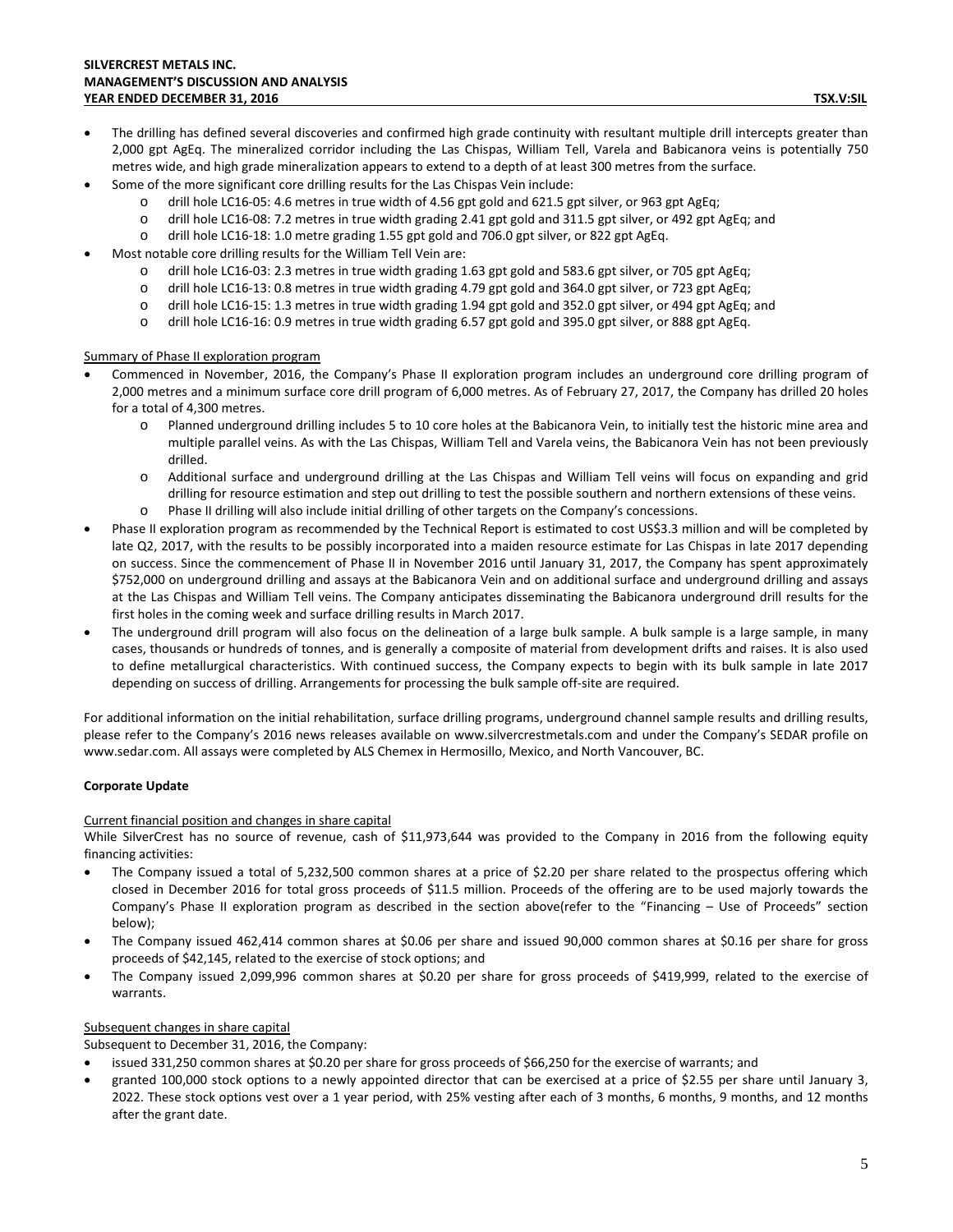- The drilling has defined several discoveries and confirmed high grade continuity with resultant multiple drill intercepts greater than 2,000 gpt AgEq. The mineralized corridor including the Las Chispas, William Tell, Varela and Babicanora veins is potentially 750 metres wide, and high grade mineralization appears to extend to a depth of at least 300 metres from the surface.
- Some of the more significant core drilling results for the Las Chispas Vein include:
  - drill hole LC16-05: 4.6 metres in true width of 4.56 gpt gold and 621.5 gpt silver, or 963 gpt AgEq;
  - drill hole LC16-08: 7.2 metres in true width grading 2.41 gpt gold and 311.5 gpt silver, or 492 gpt AgEq; and
  - drill hole LC16-18: 1.0 metre grading 1.55 gpt gold and 706.0 gpt silver, or 822 gpt AgEq.
- Most notable core drilling results for the William Tell Vein are:
  - drill hole LC16-03: 2.3 metres in true width grading 1.63 gpt gold and 583.6 gpt silver, or 705 gpt AgEq;
  - drill hole LC16-13: 0.8 metres in true width grading 4.79 gpt gold and 364.0 gpt silver, or 723 gpt AgEq;
  - drill hole LC16-15: 1.3 metres in true width grading 1.94 gpt gold and 352.0 gpt silver, or 494 gpt AgEq; and
  - drill hole LC16-16: 0.9 metres in true width grading 6.57 gpt gold and 395.0 gpt silver, or 888 gpt AgEq.

Summary of Phase II exploration program

- Commenced in November, 2016, the Company's Phase II exploration program includes an underground core drilling program of 2,000 metres and a minimum surface core drill program of 6,000 metres. As of February 27, 2017, the Company has drilled 20 holes for a total of 4,300 metres.
  - Planned underground drilling includes 5 to 10 core holes at the Babicanora Vein, to initially test the historic mine area and multiple parallel veins. As with the Las Chispas, William Tell and Varela veins, the Babicanora Vein has not been previously drilled.
  - Additional surface and underground drilling at the Las Chispas and William Tell veins will focus on expanding and grid drilling for resource estimation and step out drilling to test the possible southern and northern extensions of these veins.
  - Phase II drilling will also include initial drilling of other targets on the Company's concessions.
- Phase II exploration program as recommended by the Technical Report is estimated to cost US$3.3 million and will be completed by late Q2, 2017, with the results to be possibly incorporated into a maiden resource estimate for Las Chispas in late 2017 depending on success. Since the commencement of Phase II in November 2016 until January 31, 2017, the Company has spent approximately $752,000 on underground drilling and assays at the Babicanora Vein and on additional surface and underground drilling and assays at the Las Chispas and William Tell veins. The Company anticipates disseminating the Babicanora underground drill results for the first holes in the coming week and surface drilling results in March 2017.
- The underground drill program will also focus on the delineation of a large bulk sample. A bulk sample is a large sample, in many cases, thousands or hundreds of tonnes, and is generally a composite of material from development drifts and raises. It is also used to define metallurgical characteristics. With continued success, the Company expects to begin with its bulk sample in late 2017 depending on success of drilling. Arrangements for processing the bulk sample off-site are required.

For additional information on the initial rehabilitation, surface drilling programs, underground channel sample results and drilling results, please refer to the Company's 2016 news releases available on www.silvercrestmetals.com and under the Company's SEDAR profile on www.sedar.com. All assays were completed by ALS Chemex in Hermosillo, Mexico, and North Vancouver, BC.

**Corporate Update**

Current financial position and changes in share capital

While SilverCrest has no source of revenue, cash of $11,973,644 was provided to the Company in 2016 from the following equity financing activities:

- The Company issued a total of 5,232,500 common shares at a price of $2.20 per share related to the prospectus offering which closed in December 2016 for total gross proceeds of $11.5 million. Proceeds of the offering are to be used majorly towards the Company's Phase II exploration program as described in the section above(refer to the "Financing – Use of Proceeds" section below);
- The Company issued 462,414 common shares at $0.06 per share and issued 90,000 common shares at $0.16 per share for gross proceeds of $42,145, related to the exercise of stock options; and
- The Company issued 2,099,996 common shares at $0.20 per share for gross proceeds of $419,999, related to the exercise of warrants.

Subsequent changes in share capital

Subsequent to December 31, 2016, the Company:

- issued 331,250 common shares at $0.20 per share for gross proceeds of $66,250 for the exercise of warrants; and
- granted 100,000 stock options to a newly appointed director that can be exercised at a price of $2.55 per share until January 3, 2022. These stock options vest over a 1 year period, with 25% vesting after each of 3 months, 6 months, 9 months, and 12 months after the grant date.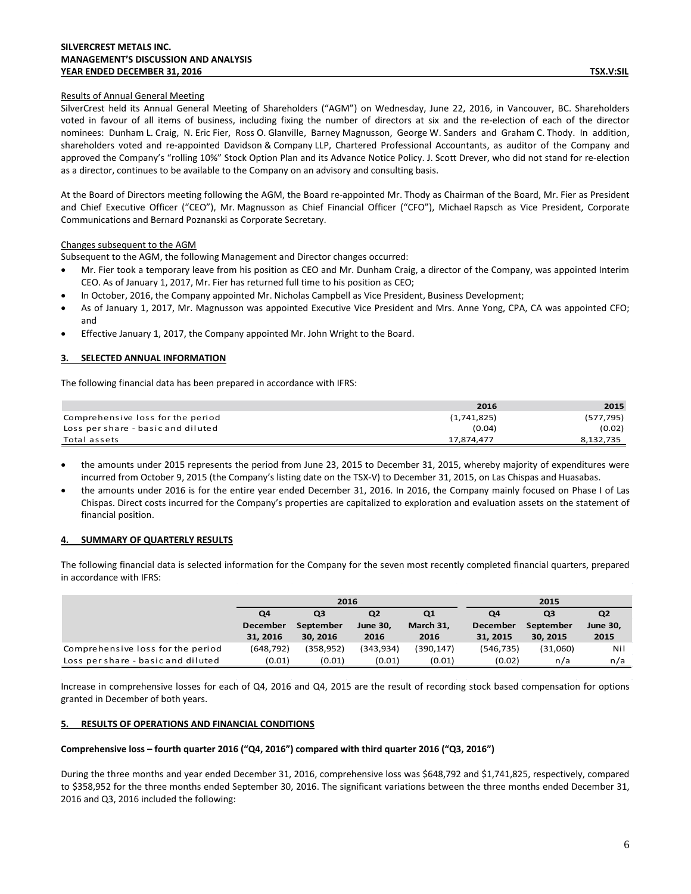Results of Annual General Meeting

SilverCrest held its Annual General Meeting of Shareholders ("AGM") on Wednesday, June 22, 2016, in Vancouver, BC. Shareholders voted in favour of all items of business, including fixing the number of directors at six and the re-election of each of the director nominees: Dunham L. Craig, N. Eric Fier, Ross O. Glanville, Barney Magnusson, George W. Sanders and Graham C. Thody. In addition, shareholders voted and re-appointed Davidson & Company LLP, Chartered Professional Accountants, as auditor of the Company and approved the Company's "rolling 10%" Stock Option Plan and its Advance Notice Policy. J. Scott Drever, who did not stand for re-election as a director, continues to be available to the Company on an advisory and consulting basis.

At the Board of Directors meeting following the AGM, the Board re-appointed Mr. Thody as Chairman of the Board, Mr. Fier as President and Chief Executive Officer ("CEO"), Mr. Magnusson as Chief Financial Officer ("CFO"), Michael Rapsch as Vice President, Corporate Communications and Bernard Poznanski as Corporate Secretary.

Changes subsequent to the AGM

Subsequent to the AGM, the following Management and Director changes occurred:

- Mr. Fier took a temporary leave from his position as CEO and Mr. Dunham Craig, a director of the Company, was appointed Interim CEO. As of January 1, 2017, Mr. Fier has returned full time to his position as CEO;
- In October, 2016, the Company appointed Mr. Nicholas Campbell as Vice President, Business Development;
- As of January 1, 2017, Mr. Magnusson was appointed Executive Vice President and Mrs. Anne Yong, CPA, CA was appointed CFO; and
- Effective January 1, 2017, the Company appointed Mr. John Wright to the Board.

## 3. SELECTED ANNUAL INFORMATION

The following financial data has been prepared in accordance with IFRS:

| | 2016 | 2015 |
|---|---|---|
| Comprehensive loss for the period | (1,741,825) | (577,795) |
| Loss per share - basic and diluted | (0.04) | (0.02) |
| Total assets | 17,874,477 | 8,132,735 |

- the amounts under 2015 represents the period from June 23, 2015 to December 31, 2015, whereby majority of expenditures were incurred from October 9, 2015 (the Company's listing date on the TSX-V) to December 31, 2015, on Las Chispas and Huasabas.
- the amounts under 2016 is for the entire year ended December 31, 2016. In 2016, the Company mainly focused on Phase I of Las Chispas. Direct costs incurred for the Company's properties are capitalized to exploration and evaluation assets on the statement of financial position.

## 4. SUMMARY OF QUARTERLY RESULTS

The following financial data is selected information for the Company for the seven most recently completed financial quarters, prepared in accordance with IFRS:

| | 2016 | | | | 2015 | | |
|---|---|---|---|---|---|---|---|
| | Q4 December 31, 2016 | Q3 September 30, 2016 | Q2 June 30, 2016 | Q1 March 31, 2016 | Q4 December 31, 2015 | Q3 September 30, 2015 | Q2 June 30, 2015 |
| Comprehensive loss for the period | (648,792) | (358,952) | (343,934) | (390,147) | (546,735) | (31,060) | Nil |
| Loss per share - basic and diluted | (0.01) | (0.01) | (0.01) | (0.01) | (0.02) | n/a | n/a |

Increase in comprehensive losses for each of Q4, 2016 and Q4, 2015 are the result of recording stock based compensation for options granted in December of both years.

## 5. RESULTS OF OPERATIONS AND FINANCIAL CONDITIONS

**Comprehensive loss – fourth quarter 2016 ("Q4, 2016") compared with third quarter 2016 ("Q3, 2016")**

During the three months and year ended December 31, 2016, comprehensive loss was $648,792 and $1,741,825, respectively, compared to $358,952 for the three months ended September 30, 2016. The significant variations between the three months ended December 31, 2016 and Q3, 2016 included the following: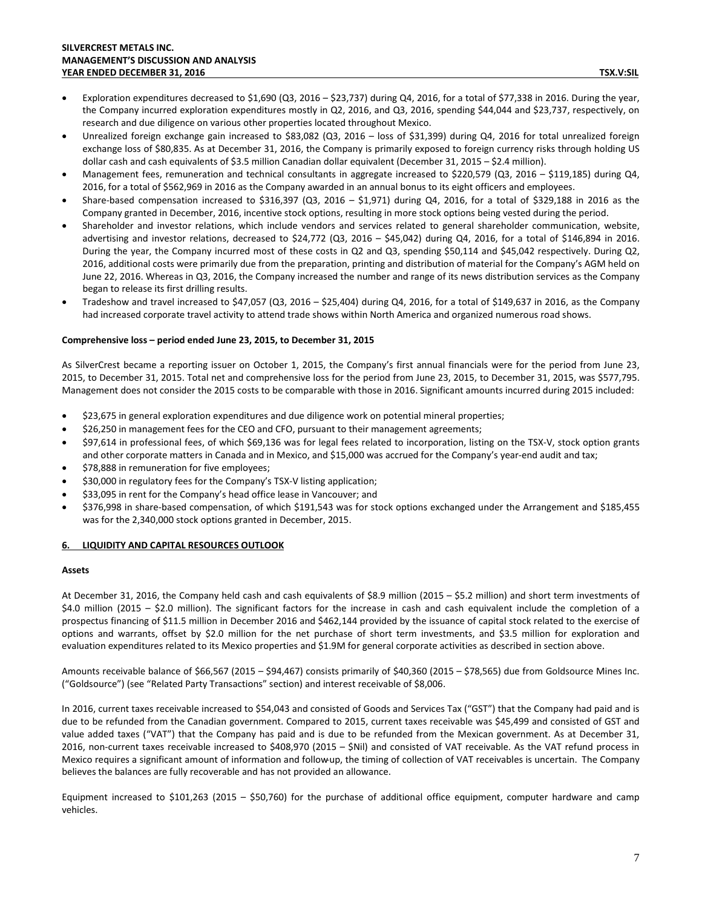- Exploration expenditures decreased to $1,690 (Q3, 2016 – $23,737) during Q4, 2016, for a total of $77,338 in 2016. During the year, the Company incurred exploration expenditures mostly in Q2, 2016, and Q3, 2016, spending $44,044 and $23,737, respectively, on research and due diligence on various other properties located throughout Mexico.
- Unrealized foreign exchange gain increased to $83,082 (Q3, 2016 – loss of $31,399) during Q4, 2016 for total unrealized foreign exchange loss of $80,835. As at December 31, 2016, the Company is primarily exposed to foreign currency risks through holding US dollar cash and cash equivalents of $3.5 million Canadian dollar equivalent (December 31, 2015 – $2.4 million).
- Management fees, remuneration and technical consultants in aggregate increased to $220,579 (Q3, 2016 – $119,185) during Q4, 2016, for a total of $562,969 in 2016 as the Company awarded in an annual bonus to its eight officers and employees.
- Share-based compensation increased to $316,397 (Q3, 2016 – $1,971) during Q4, 2016, for a total of $329,188 in 2016 as the Company granted in December, 2016, incentive stock options, resulting in more stock options being vested during the period.
- Shareholder and investor relations, which include vendors and services related to general shareholder communication, website, advertising and investor relations, decreased to $24,772 (Q3, 2016 – $45,042) during Q4, 2016, for a total of $146,894 in 2016. During the year, the Company incurred most of these costs in Q2 and Q3, spending $50,114 and $45,042 respectively. During Q2, 2016, additional costs were primarily due from the preparation, printing and distribution of material for the Company's AGM held on June 22, 2016. Whereas in Q3, 2016, the Company increased the number and range of its news distribution services as the Company began to release its first drilling results.
- Tradeshow and travel increased to $47,057 (Q3, 2016 – $25,404) during Q4, 2016, for a total of $149,637 in 2016, as the Company had increased corporate travel activity to attend trade shows within North America and organized numerous road shows.

**Comprehensive loss – period ended June 23, 2015, to December 31, 2015**

As SilverCrest became a reporting issuer on October 1, 2015, the Company's first annual financials were for the period from June 23, 2015, to December 31, 2015. Total net and comprehensive loss for the period from June 23, 2015, to December 31, 2015, was $577,795. Management does not consider the 2015 costs to be comparable with those in 2016. Significant amounts incurred during 2015 included:

- $23,675 in general exploration expenditures and due diligence work on potential mineral properties;
- $26,250 in management fees for the CEO and CFO, pursuant to their management agreements;
- $97,614 in professional fees, of which $69,136 was for legal fees related to incorporation, listing on the TSX-V, stock option grants and other corporate matters in Canada and in Mexico, and $15,000 was accrued for the Company's year-end audit and tax;
- $78,888 in remuneration for five employees;
- $30,000 in regulatory fees for the Company's TSX-V listing application;
- $33,095 in rent for the Company's head office lease in Vancouver; and
- $376,998 in share-based compensation, of which $191,543 was for stock options exchanged under the Arrangement and $185,455 was for the 2,340,000 stock options granted in December, 2015.

## 6. LIQUIDITY AND CAPITAL RESOURCES OUTLOOK

**Assets**

At December 31, 2016, the Company held cash and cash equivalents of $8.9 million (2015 – $5.2 million) and short term investments of $4.0 million (2015 – $2.0 million). The significant factors for the increase in cash and cash equivalent include the completion of a prospectus financing of $11.5 million in December 2016 and $462,144 provided by the issuance of capital stock related to the exercise of options and warrants, offset by $2.0 million for the net purchase of short term investments, and $3.5 million for exploration and evaluation expenditures related to its Mexico properties and $1.9M for general corporate activities as described in section above.

Amounts receivable balance of $66,567 (2015 – $94,467) consists primarily of $40,360 (2015 – $78,565) due from Goldsource Mines Inc. ("Goldsource") (see "Related Party Transactions" section) and interest receivable of $8,006.

In 2016, current taxes receivable increased to $54,043 and consisted of Goods and Services Tax ("GST") that the Company had paid and is due to be refunded from the Canadian government. Compared to 2015, current taxes receivable was $45,499 and consisted of GST and value added taxes ("VAT") that the Company has paid and is due to be refunded from the Mexican government. As at December 31, 2016, non-current taxes receivable increased to $408,970 (2015 – $Nil) and consisted of VAT receivable. As the VAT refund process in Mexico requires a significant amount of information and follow-up, the timing of collection of VAT receivables is uncertain. The Company believes the balances are fully recoverable and has not provided an allowance.

Equipment increased to $101,263 (2015 – $50,760) for the purchase of additional office equipment, computer hardware and camp vehicles.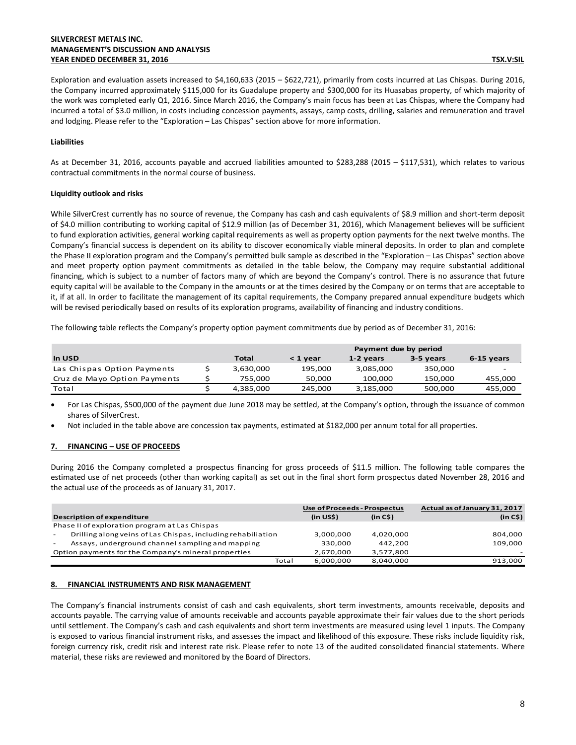Exploration and evaluation assets increased to $4,160,633 (2015 – $622,721), primarily from costs incurred at Las Chispas. During 2016, the Company incurred approximately $115,000 for its Guadalupe property and $300,000 for its Huasabas property, of which majority of the work was completed early Q1, 2016. Since March 2016, the Company's main focus has been at Las Chispas, where the Company had incurred a total of $3.0 million, in costs including concession payments, assays, camp costs, drilling, salaries and remuneration and travel and lodging. Please refer to the "Exploration – Las Chispas" section above for more information.

**Liabilities**

As at December 31, 2016, accounts payable and accrued liabilities amounted to $283,288 (2015 – $117,531), which relates to various contractual commitments in the normal course of business.

**Liquidity outlook and risks**

While SilverCrest currently has no source of revenue, the Company has cash and cash equivalents of $8.9 million and short-term deposit of $4.0 million contributing to working capital of $12.9 million (as of December 31, 2016), which Management believes will be sufficient to fund exploration activities, general working capital requirements as well as property option payments for the next twelve months. The Company's financial success is dependent on its ability to discover economically viable mineral deposits. In order to plan and complete the Phase II exploration program and the Company's permitted bulk sample as described in the "Exploration – Las Chispas" section above and meet property option payment commitments as detailed in the table below, the Company may require substantial additional financing, which is subject to a number of factors many of which are beyond the Company's control. There is no assurance that future equity capital will be available to the Company in the amounts or at the times desired by the Company or on terms that are acceptable to it, if at all. In order to facilitate the management of its capital requirements, the Company prepared annual expenditure budgets which will be revised periodically based on results of its exploration programs, availability of financing and industry conditions.

The following table reflects the Company's property option payment commitments due by period as of December 31, 2016:

| | | | Payment due by period | | | |
|---|---|---|---|---|---|---|
| **In USD** | | **Total** | **< 1 year** | **1-2 years** | **3-5 years** | **6-15 years** |
| Las Chispas Option Payments | $ | 3,630,000 | 195,000 | 3,085,000 | 350,000 | - |
| Cruz de Mayo Option Payments | $ | 755,000 | 50,000 | 100,000 | 150,000 | 455,000 |
| Total | $ | 4,385,000 | 245,000 | 3,185,000 | 500,000 | 455,000 |

- For Las Chispas, $500,000 of the payment due June 2018 may be settled, at the Company's option, through the issuance of common shares of SilverCrest.
- Not included in the table above are concession tax payments, estimated at $182,000 per annum total for all properties.

## 7. FINANCING – USE OF PROCEEDS

During 2016 the Company completed a prospectus financing for gross proceeds of $11.5 million. The following table compares the estimated use of net proceeds (other than working capital) as set out in the final short form prospectus dated November 28, 2016 and the actual use of the proceeds as of January 31, 2017.

| | Use of Proceeds - Prospectus | | Actual as of January 31, 2017 |
|---|---|---|---|
| **Description of expenditure** | **(in US$)** | **(in C$)** | **(in C$)** |
| Phase II of exploration program at Las Chispas | | | |
| - Drilling along veins of Las Chispas, including rehabiliation | 3,000,000 | 4,020,000 | 804,000 |
| - Assays, underground channel sampling and mapping | 330,000 | 442,200 | 109,000 |
| Option payments for the Company's mineral properties | 2,670,000 | 3,577,800 | - |
| Total | 6,000,000 | 8,040,000 | 913,000 |

## 8. FINANCIAL INSTRUMENTS AND RISK MANAGEMENT

The Company's financial instruments consist of cash and cash equivalents, short term investments, amounts receivable, deposits and accounts payable. The carrying value of amounts receivable and accounts payable approximate their fair values due to the short periods until settlement. The Company's cash and cash equivalents and short term investments are measured using level 1 inputs. The Company is exposed to various financial instrument risks, and assesses the impact and likelihood of this exposure. These risks include liquidity risk, foreign currency risk, credit risk and interest rate risk. Please refer to note 13 of the audited consolidated financial statements. Where material, these risks are reviewed and monitored by the Board of Directors.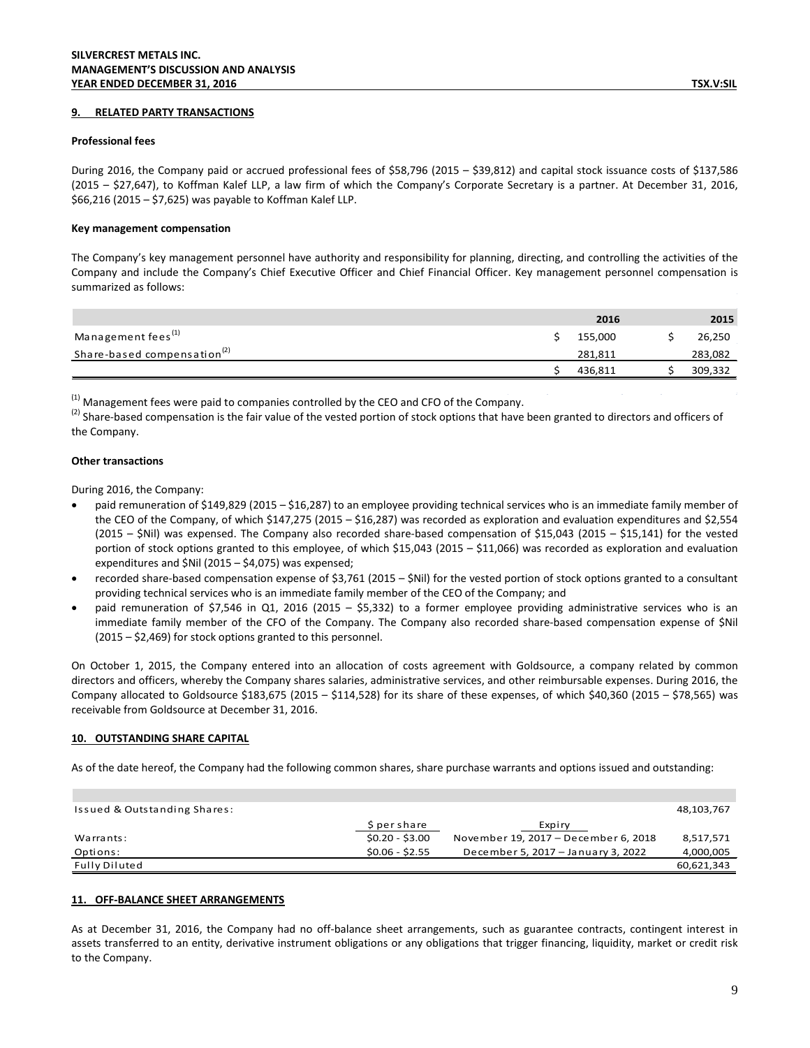## 9. RELATED PARTY TRANSACTIONS

**Professional fees**

During 2016, the Company paid or accrued professional fees of $58,796 (2015 – $39,812) and capital stock issuance costs of $137,586 (2015 – $27,647), to Koffman Kalef LLP, a law firm of which the Company's Corporate Secretary is a partner. At December 31, 2016, $66,216 (2015 – $7,625) was payable to Koffman Kalef LLP.

**Key management compensation**

The Company's key management personnel have authority and responsibility for planning, directing, and controlling the activities of the Company and include the Company's Chief Executive Officer and Chief Financial Officer. Key management personnel compensation is summarized as follows:

| | 2016 | 2015 |
|---|---|---|
| Management fees[1] | $ 155,000 | $ 26,250 |
| Share-based compensation[2] | 281,811 | 283,082 |
| | $ 436,811 | $ 309,332 |

[1] Management fees were paid to companies controlled by the CEO and CFO of the Company.
[2] Share-based compensation is the fair value of the vested portion of stock options that have been granted to directors and officers of the Company.

**Other transactions**

During 2016, the Company:

- paid remuneration of $149,829 (2015 – $16,287) to an employee providing technical services who is an immediate family member of the CEO of the Company, of which $147,275 (2015 – $16,287) was recorded as exploration and evaluation expenditures and $2,554 (2015 – $Nil) was expensed. The Company also recorded share-based compensation of $15,043 (2015 – $15,141) for the vested portion of stock options granted to this employee, of which $15,043 (2015 – $11,066) was recorded as exploration and evaluation expenditures and $Nil (2015 – $4,075) was expensed;
- recorded share-based compensation expense of $3,761 (2015 – $Nil) for the vested portion of stock options granted to a consultant providing technical services who is an immediate family member of the CEO of the Company; and
- paid remuneration of $7,546 in Q1, 2016 (2015 – $5,332) to a former employee providing administrative services who is an immediate family member of the CFO of the Company. The Company also recorded share-based compensation expense of $Nil (2015 – $2,469) for stock options granted to this personnel.

On October 1, 2015, the Company entered into an allocation of costs agreement with Goldsource, a company related by common directors and officers, whereby the Company shares salaries, administrative services, and other reimbursable expenses. During 2016, the Company allocated to Goldsource $183,675 (2015 – $114,528) for its share of these expenses, of which $40,360 (2015 – $78,565) was receivable from Goldsource at December 31, 2016.

## 10. OUTSTANDING SHARE CAPITAL

As of the date hereof, the Company had the following common shares, share purchase warrants and options issued and outstanding:

| | | | |
|---|---|---|---|
| Issued & Outstanding Shares: | | | 48,103,767 |
| | $ per share | Expiry | |
| Warrants: | $0.20 - $3.00 | November 19, 2017 – December 6, 2018 | 8,517,571 |
| Options: | $0.06 - $2.55 | December 5, 2017 – January 3, 2022 | 4,000,005 |
| Fully Diluted | | | 60,621,343 |

## 11. OFF-BALANCE SHEET ARRANGEMENTS

As at December 31, 2016, the Company had no off-balance sheet arrangements, such as guarantee contracts, contingent interest in assets transferred to an entity, derivative instrument obligations or any obligations that trigger financing, liquidity, market or credit risk to the Company.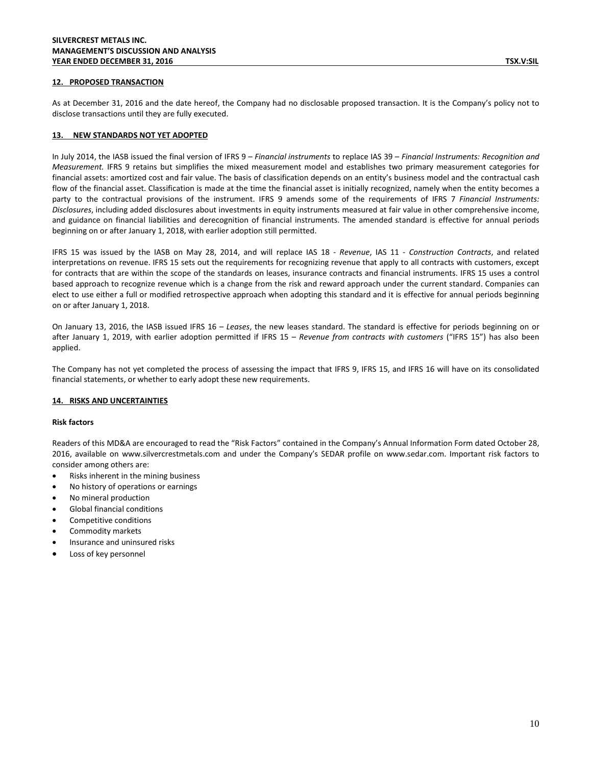## 12. PROPOSED TRANSACTION

As at December 31, 2016 and the date hereof, the Company had no disclosable proposed transaction. It is the Company's policy not to disclose transactions until they are fully executed.

## 13. NEW STANDARDS NOT YET ADOPTED

In July 2014, the IASB issued the final version of IFRS 9 – *Financial instruments* to replace IAS 39 – *Financial Instruments: Recognition and Measurement.* IFRS 9 retains but simplifies the mixed measurement model and establishes two primary measurement categories for financial assets: amortized cost and fair value. The basis of classification depends on an entity's business model and the contractual cash flow of the financial asset. Classification is made at the time the financial asset is initially recognized, namely when the entity becomes a party to the contractual provisions of the instrument. IFRS 9 amends some of the requirements of IFRS 7 *Financial Instruments: Disclosures*, including added disclosures about investments in equity instruments measured at fair value in other comprehensive income, and guidance on financial liabilities and derecognition of financial instruments. The amended standard is effective for annual periods beginning on or after January 1, 2018, with earlier adoption still permitted.

IFRS 15 was issued by the IASB on May 28, 2014, and will replace IAS 18 - *Revenue*, IAS 11 - *Construction Contracts*, and related interpretations on revenue. IFRS 15 sets out the requirements for recognizing revenue that apply to all contracts with customers, except for contracts that are within the scope of the standards on leases, insurance contracts and financial instruments. IFRS 15 uses a control based approach to recognize revenue which is a change from the risk and reward approach under the current standard. Companies can elect to use either a full or modified retrospective approach when adopting this standard and it is effective for annual periods beginning on or after January 1, 2018.

On January 13, 2016, the IASB issued IFRS 16 – *Leases*, the new leases standard. The standard is effective for periods beginning on or after January 1, 2019, with earlier adoption permitted if IFRS 15 – *Revenue from contracts with customers* ("IFRS 15") has also been applied.

The Company has not yet completed the process of assessing the impact that IFRS 9, IFRS 15, and IFRS 16 will have on its consolidated financial statements, or whether to early adopt these new requirements.

## 14. RISKS AND UNCERTAINTIES

**Risk factors**

Readers of this MD&A are encouraged to read the "Risk Factors" contained in the Company's Annual Information Form dated October 28, 2016, available on www.silvercrestmetals.com and under the Company's SEDAR profile on www.sedar.com. Important risk factors to consider among others are:

- Risks inherent in the mining business
- No history of operations or earnings
- No mineral production
- Global financial conditions
- Competitive conditions
- Commodity markets
- Insurance and uninsured risks
- Loss of key personnel